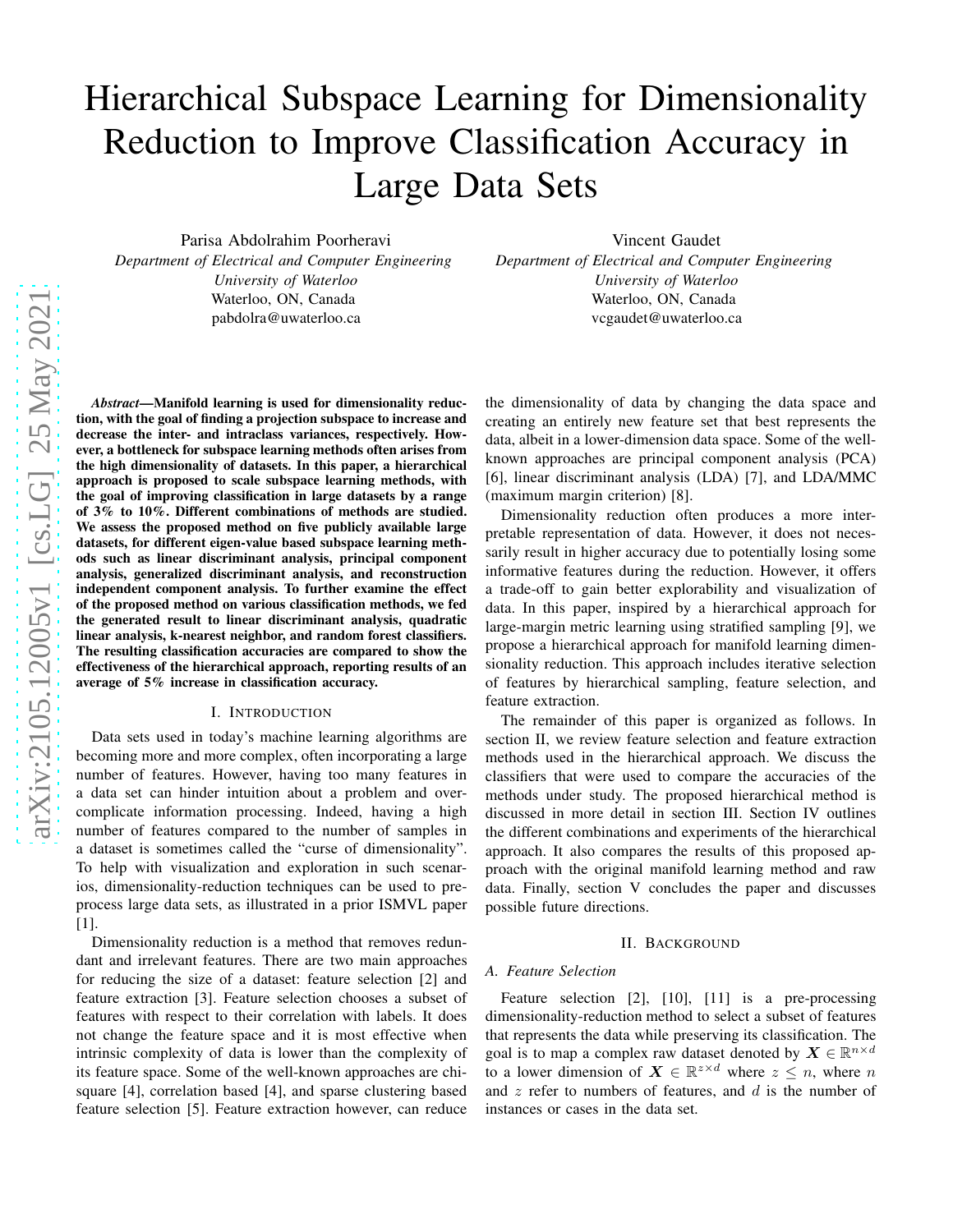# Hierarchical Subspace Learning for Dimensionality Reduction to Improve Classification Accuracy in Large Data Sets

Parisa Abdolrahim Poorheravi
*Department of Electrical and Computer Engineering*
*University of Waterloo*
Waterloo, ON, Canada
pabdolra@uwaterloo.ca

Vincent Gaudet
*Department of Electrical and Computer Engineering*
*University of Waterloo*
Waterloo, ON, Canada
vcgaudet@uwaterloo.ca

***Abstract*—Manifold learning is used for dimensionality reduction, with the goal of finding a projection subspace to increase and decrease the inter- and intraclass variances, respectively. However, a bottleneck for subspace learning methods often arises from the high dimensionality of datasets. In this paper, a hierarchical approach is proposed to scale subspace learning methods, with the goal of improving classification in large datasets by a range of 3% to 10%. Different combinations of methods are studied. We assess the proposed method on five publicly available large datasets, for different eigen-value based subspace learning methods such as linear discriminant analysis, principal component analysis, generalized discriminant analysis, and reconstruction independent component analysis. To further examine the effect of the proposed method on various classification methods, we fed the generated result to linear discriminant analysis, quadratic linear analysis, k-nearest neighbor, and random forest classifiers. The resulting classification accuracies are compared to show the effectiveness of the hierarchical approach, reporting results of an average of 5% increase in classification accuracy.**

## I. Introduction

Data sets used in today's machine learning algorithms are becoming more and more complex, often incorporating a large number of features. However, having too many features in a data set can hinder intuition about a problem and over-complicate information processing. Indeed, having a high number of features compared to the number of samples in a dataset is sometimes called the "curse of dimensionality". To help with visualization and exploration in such scenarios, dimensionality-reduction techniques can be used to pre-process large data sets, as illustrated in a prior ISMVL paper [1].

Dimensionality reduction is a method that removes redundant and irrelevant features. There are two main approaches for reducing the size of a dataset: feature selection [2] and feature extraction [3]. Feature selection chooses a subset of features with respect to their correlation with labels. It does not change the feature space and it is most effective when intrinsic complexity of data is lower than the complexity of its feature space. Some of the well-known approaches are chi-square [4], correlation based [4], and sparse clustering based feature selection [5]. Feature extraction however, can reduce the dimensionality of data by changing the data space and creating an entirely new feature set that best represents the data, albeit in a lower-dimension data space. Some of the well-known approaches are principal component analysis (PCA) [6], linear discriminant analysis (LDA) [7], and LDA/MMC (maximum margin criterion) [8].

Dimensionality reduction often produces a more interpretable representation of data. However, it does not necessarily result in higher accuracy due to potentially losing some informative features during the reduction. However, it offers a trade-off to gain better explorability and visualization of data. In this paper, inspired by a hierarchical approach for large-margin metric learning using stratified sampling [9], we propose a hierarchical approach for manifold learning dimensionality reduction. This approach includes iterative selection of features by hierarchical sampling, feature selection, and feature extraction.

The remainder of this paper is organized as follows. In section II, we review feature selection and feature extraction methods used in the hierarchical approach. We discuss the classifiers that were used to compare the accuracies of the methods under study. The proposed hierarchical method is discussed in more detail in section III. Section IV outlines the different combinations and experiments of the hierarchical approach. It also compares the results of this proposed approach with the original manifold learning method and raw data. Finally, section V concludes the paper and discusses possible future directions.

## II. Background

### *A. Feature Selection*

Feature selection [2], [10], [11] is a pre-processing dimensionality-reduction method to select a subset of features that represents the data while preserving its classification. The goal is to map a complex raw dataset denoted by $\boldsymbol{X} \in \mathbb{R}^{n\times d}$ to a lower dimension of $\boldsymbol{X} \in \mathbb{R}^{z\times d}$ where $z \leq n$, where $n$ and $z$ refer to numbers of features, and $d$ is the number of instances or cases in the data set.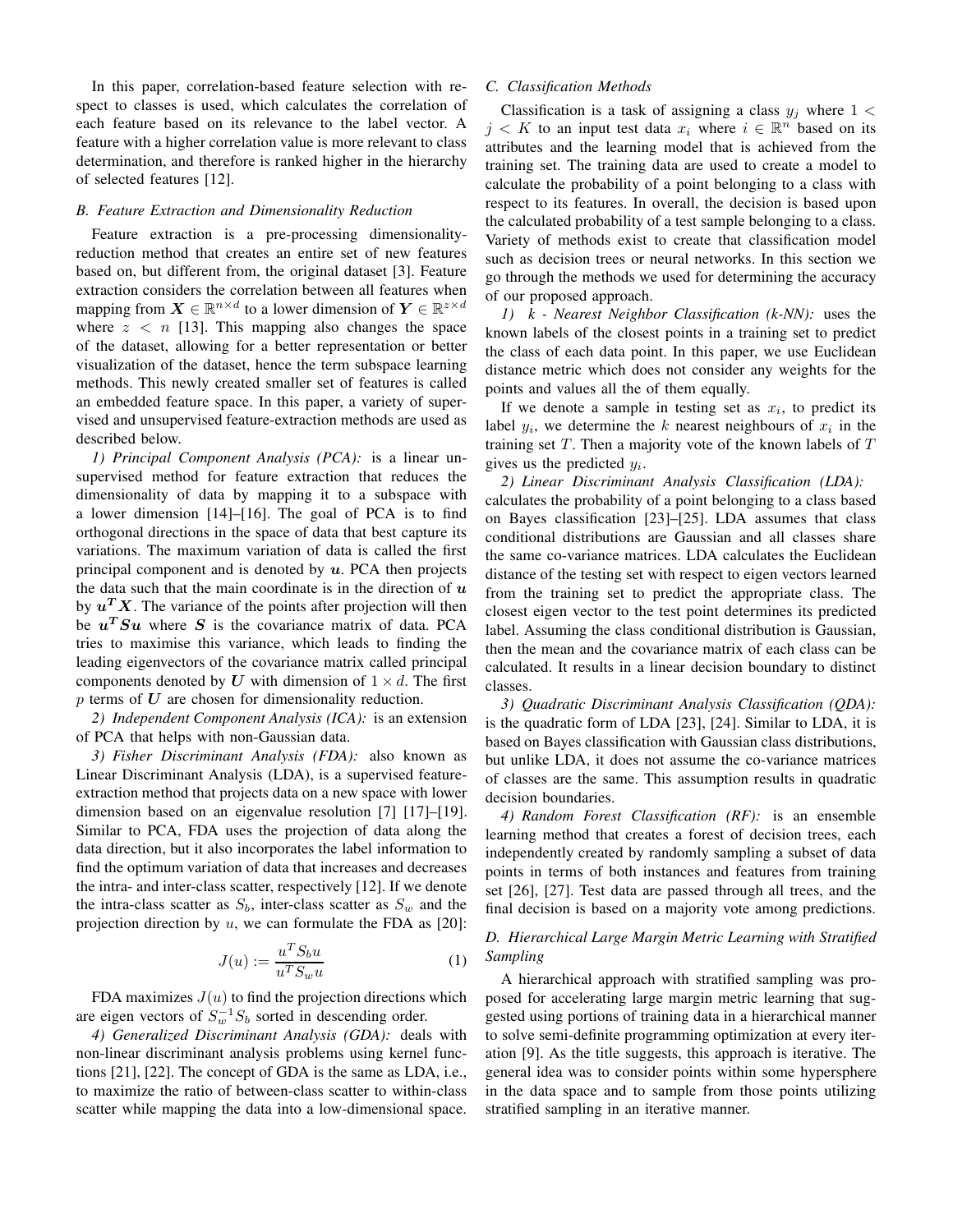In this paper, correlation-based feature selection with respect to classes is used, which calculates the correlation of each feature based on its relevance to the label vector. A feature with a higher correlation value is more relevant to class determination, and therefore is ranked higher in the hierarchy of selected features [12].

### B. Feature Extraction and Dimensionality Reduction

Feature extraction is a pre-processing dimensionality-reduction method that creates an entire set of new features based on, but different from, the original dataset [3]. Feature extraction considers the correlation between all features when mapping from $\boldsymbol{X} \in \mathbb{R}^{n \times d}$ to a lower dimension of $\boldsymbol{Y} \in \mathbb{R}^{z \times d}$ where $z < n$ [13]. This mapping also changes the space of the dataset, allowing for a better representation or better visualization of the dataset, hence the term subspace learning methods. This newly created smaller set of features is called an embedded feature space. In this paper, a variety of supervised and unsupervised feature-extraction methods are used as described below.

*1) Principal Component Analysis (PCA):* is a linear unsupervised method for feature extraction that reduces the dimensionality of data by mapping it to a subspace with a lower dimension [14]–[16]. The goal of PCA is to find orthogonal directions in the space of data that best capture its variations. The maximum variation of data is called the first principal component and is denoted by $\boldsymbol{u}$. PCA then projects the data such that the main coordinate is in the direction of $\boldsymbol{u}$ by $\boldsymbol{u^T X}$. The variance of the points after projection will then be $\boldsymbol{u^T S u}$ where $\boldsymbol{S}$ is the covariance matrix of data. PCA tries to maximise this variance, which leads to finding the leading eigenvectors of the covariance matrix called principal components denoted by $\boldsymbol{U}$ with dimension of $1 \times d$. The first $p$ terms of $\boldsymbol{U}$ are chosen for dimensionality reduction.

*2) Independent Component Analysis (ICA):* is an extension of PCA that helps with non-Gaussian data.

*3) Fisher Discriminant Analysis (FDA):* also known as Linear Discriminant Analysis (LDA), is a supervised feature-extraction method that projects data on a new space with lower dimension based on an eigenvalue resolution [7] [17]–[19]. Similar to PCA, FDA uses the projection of data along the data direction, but it also incorporates the label information to find the optimum variation of data that increases and decreases the intra- and inter-class scatter, respectively [12]. If we denote the intra-class scatter as $S_b$, inter-class scatter as $S_w$ and the projection direction by $u$, we can formulate the FDA as [20]:

$$J(u) := \frac{u^T S_b u}{u^T S_w u} \tag{1}$$

FDA maximizes $J(u)$ to find the projection directions which are eigen vectors of $S_w^{-1} S_b$ sorted in descending order.

*4) Generalized Discriminant Analysis (GDA):* deals with non-linear discriminant analysis problems using kernel functions [21], [22]. The concept of GDA is the same as LDA, i.e., to maximize the ratio of between-class scatter to within-class scatter while mapping the data into a low-dimensional space.

### C. Classification Methods

Classification is a task of assigning a class $y_j$ where $1 < j < K$ to an input test data $x_i$ where $i \in \mathbb{R}^n$ based on its attributes and the learning model that is achieved from the training set. The training data are used to create a model to calculate the probability of a point belonging to a class with respect to its features. In overall, the decision is based upon the calculated probability of a test sample belonging to a class. Variety of methods exist to create that classification model such as decision trees or neural networks. In this section we go through the methods we used for determining the accuracy of our proposed approach.

*1) k - Nearest Neighbor Classification (k-NN):* uses the known labels of the closest points in a training set to predict the class of each data point. In this paper, we use Euclidean distance metric which does not consider any weights for the points and values all the of them equally.

If we denote a sample in testing set as $x_i$, to predict its label $y_i$, we determine the $k$ nearest neighbours of $x_i$ in the training set $T$. Then a majority vote of the known labels of $T$ gives us the predicted $y_i$.

*2) Linear Discriminant Analysis Classification (LDA):* calculates the probability of a point belonging to a class based on Bayes classification [23]–[25]. LDA assumes that class conditional distributions are Gaussian and all classes share the same co-variance matrices. LDA calculates the Euclidean distance of the testing set with respect to eigen vectors learned from the training set to predict the appropriate class. The closest eigen vector to the test point determines its predicted label. Assuming the class conditional distribution is Gaussian, then the mean and the covariance matrix of each class can be calculated. It results in a linear decision boundary to distinct classes.

*3) Quadratic Discriminant Analysis Classification (QDA):* is the quadratic form of LDA [23], [24]. Similar to LDA, it is based on Bayes classification with Gaussian class distributions, but unlike LDA, it does not assume the co-variance matrices of classes are the same. This assumption results in quadratic decision boundaries.

*4) Random Forest Classification (RF):* is an ensemble learning method that creates a forest of decision trees, each independently created by randomly sampling a subset of data points in terms of both instances and features from training set [26], [27]. Test data are passed through all trees, and the final decision is based on a majority vote among predictions.

### D. Hierarchical Large Margin Metric Learning with Stratified Sampling

A hierarchical approach with stratified sampling was proposed for accelerating large margin metric learning that suggested using portions of training data in a hierarchical manner to solve semi-definite programming optimization at every iteration [9]. As the title suggests, this approach is iterative. The general idea was to consider points within some hypersphere in the data space and to sample from those points utilizing stratified sampling in an iterative manner.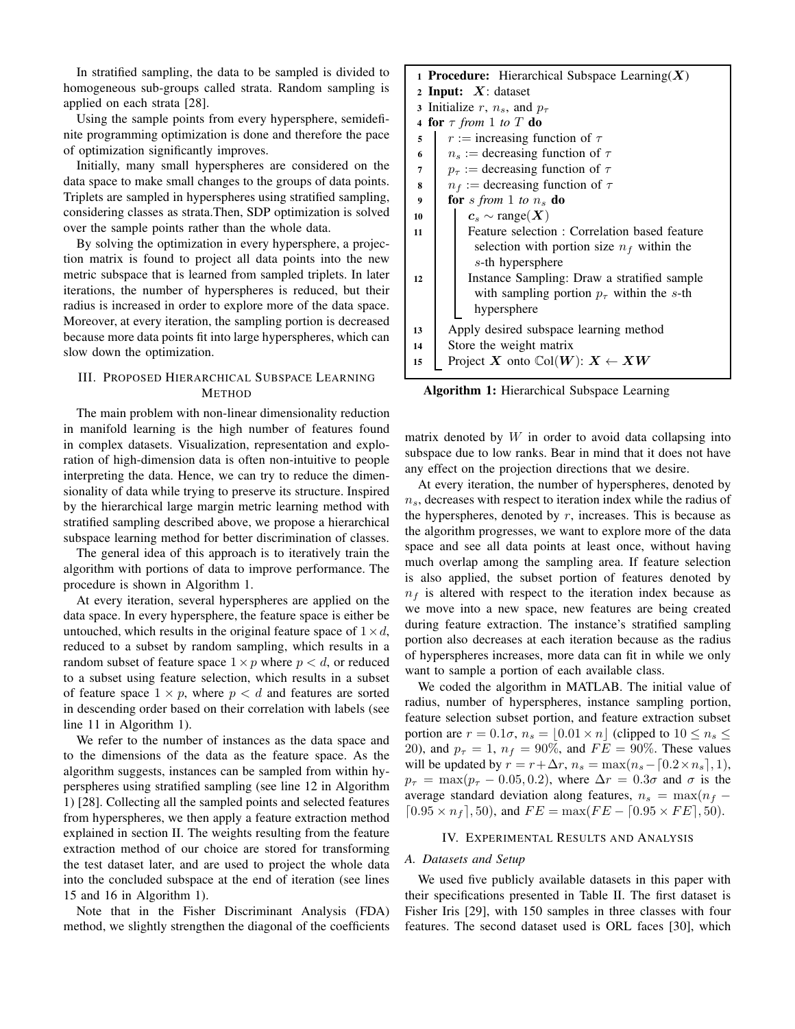In stratified sampling, the data to be sampled is divided to homogeneous sub-groups called strata. Random sampling is applied on each strata [28].

Using the sample points from every hypersphere, semidefinite programming optimization is done and therefore the pace of optimization significantly improves.

Initially, many small hyperspheres are considered on the data space to make small changes to the groups of data points. Triplets are sampled in hyperspheres using stratified sampling, considering classes as strata.Then, SDP optimization is solved over the sample points rather than the whole data.

By solving the optimization in every hypersphere, a projection matrix is found to project all data points into the new metric subspace that is learned from sampled triplets. In later iterations, the number of hyperspheres is reduced, but their radius is increased in order to explore more of the data space. Moreover, at every iteration, the sampling portion is decreased because more data points fit into large hyperspheres, which can slow down the optimization.

## III. Proposed Hierarchical Subspace Learning Method

The main problem with non-linear dimensionality reduction in manifold learning is the high number of features found in complex datasets. Visualization, representation and exploration of high-dimension data is often non-intuitive to people interpreting the data. Hence, we can try to reduce the dimensionality of data while trying to preserve its structure. Inspired by the hierarchical large margin metric learning method with stratified sampling described above, we propose a hierarchical subspace learning method for better discrimination of classes.

The general idea of this approach is to iteratively train the algorithm with portions of data to improve performance. The procedure is shown in Algorithm 1.

At every iteration, several hyperspheres are applied on the data space. In every hypersphere, the feature space is either be untouched, which results in the original feature space of $1 \times d$, reduced to a subset by random sampling, which results in a random subset of feature space $1 \times p$ where $p < d$, or reduced to a subset using feature selection, which results in a subset of feature space $1 \times p$, where $p < d$ and features are sorted in descending order based on their correlation with labels (see line 11 in Algorithm 1).

We refer to the number of instances as the data space and to the dimensions of the data as the feature space. As the algorithm suggests, instances can be sampled from within hyperspheres using stratified sampling (see line 12 in Algorithm 1) [28]. Collecting all the sampled points and selected features from hyperspheres, we then apply a feature extraction method explained in section II. The weights resulting from the feature extraction method of our choice are stored for transforming the test dataset later, and are used to project the whole data into the concluded subspace at the end of iteration (see lines 15 and 16 in Algorithm 1).

Note that in the Fisher Discriminant Analysis (FDA) method, we slightly strengthen the diagonal of the coefficients

```
1  Procedure: Hierarchical Subspace Learning(X)
2  Input: X: dataset
3  Initialize r, n_s, and p_τ
4  for τ from 1 to T do
5      r := increasing function of τ
6      n_s := decreasing function of τ
7      p_τ := decreasing function of τ
8      n_f := decreasing function of τ
9      for s from 1 to n_s do
10         c_s ~ range(X)
11         Feature selection : Correlation based feature
             selection with portion size n_f within the
             s-th hypersphere
12         Instance Sampling: Draw a stratified sample
             with sampling portion p_τ within the s-th
             hypersphere
13     Apply desired subspace learning method
14     Store the weight matrix
15     Project X onto Col(W): X ← XW
```

**Algorithm 1:** Hierarchical Subspace Learning

matrix denoted by $W$ in order to avoid data collapsing into subspace due to low ranks. Bear in mind that it does not have any effect on the projection directions that we desire.

At every iteration, the number of hyperspheres, denoted by $n_s$, decreases with respect to iteration index while the radius of the hyperspheres, denoted by $r$, increases. This is because as the algorithm progresses, we want to explore more of the data space and see all data points at least once, without having much overlap among the sampling area. If feature selection is also applied, the subset portion of features denoted by $n_f$ is altered with respect to the iteration index because as we move into a new space, new features are being created during feature extraction. The instance's stratified sampling portion also decreases at each iteration because as the radius of hyperspheres increases, more data can fit in while we only want to sample a portion of each available class.

We coded the algorithm in MATLAB. The initial value of radius, number of hyperspheres, instance sampling portion, feature selection subset portion, and feature extraction subset portion are $r = 0.1\sigma$, $n_s = \lfloor 0.01 \times n \rfloor$ (clipped to $10 \leq n_s \leq 20$), and $p_\tau = 1$, $n_f = 90\%$, and $FE = 90\%$. These values will be updated by $r = r + \Delta r$, $n_s = \max(n_s - \lceil 0.2 \times n_s \rceil, 1)$, $p_\tau = \max(p_\tau - 0.05, 0.2)$, where $\Delta r = 0.3\sigma$ and $\sigma$ is the average standard deviation along features, $n_s = \max(n_f - \lceil 0.95 \times n_f \rceil, 50)$, and $FE = \max(FE - \lceil 0.95 \times FE \rceil, 50)$.

## IV. Experimental Results and Analysis

### A. Datasets and Setup

We used five publicly available datasets in this paper with their specifications presented in Table II. The first dataset is Fisher Iris [29], with 150 samples in three classes with four features. The second dataset used is ORL faces [30], which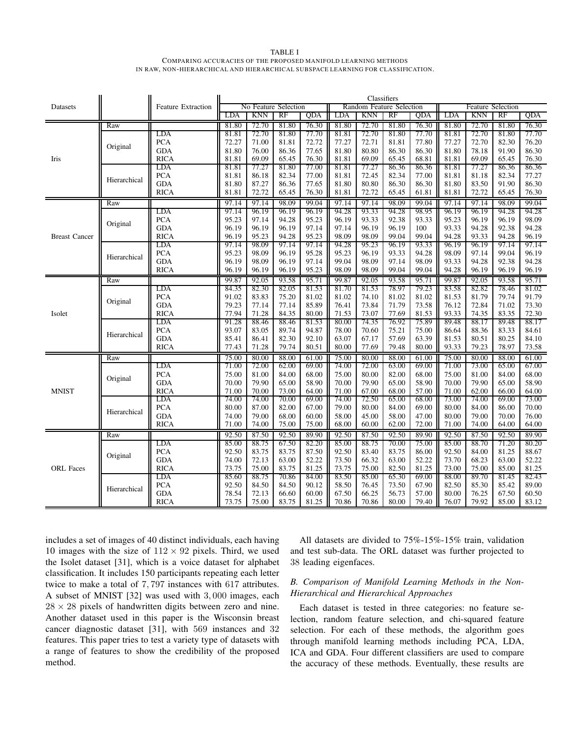TABLE I
COMPARING ACCURACIES OF THE PROPOSED MANIFOLD LEARNING METHODS IN RAW, NON-HIERARCHICAL AND HIERARCHICAL SUBSPACE LEARNING FOR CLASSIFICATION.

| Datasets | | Feature Extraction | Classifiers | | | | | | | | | | | |
|---|---|---|---|---|---|---|---|---|---|---|---|---|---|---|
| | | | No Feature Selection | | | | Random Feature Selection | | | | Feature Selection | | | |
| | | | LDA | KNN | RF | QDA | LDA | KNN | RF | QDA | LDA | KNN | RF | QDA |
| Iris | Raw | | 81.80 | 72.70 | 81.80 | 76.30 | 81.80 | 72.70 | 81.80 | 76.30 | 81.80 | 72.70 | 81.80 | 76.30 |
| | Original | LDA | 81.81 | 72.70 | 81.80 | 77.70 | 81.81 | 72.70 | 81.80 | 77.70 | 81.81 | 72.70 | 81.80 | 77.70 |
| | | PCA | 72.27 | 71.00 | 81.81 | 72.72 | 77.27 | 72.71 | 81.81 | 77.80 | 77.27 | 72.70 | 82.30 | 76.20 |
| | | GDA | 81.80 | 76.00 | 86.36 | 77.65 | 81.80 | 80.80 | 86.30 | 86.30 | 81.80 | 78.18 | 91.90 | 86.30 |
| | | RICA | 81.81 | 69.09 | 65.45 | 76.30 | 81.81 | 69.09 | 65.45 | 68.81 | 81.81 | 69.09 | 65.45 | 76.30 |
| | Hierarchical | LDA | 81.81 | 77.27 | 81.80 | 77.00 | 81.81 | 77.27 | 86.36 | 86.36 | 81.81 | 77.27 | 86.36 | 86.36 |
| | | PCA | 81.81 | 86.18 | 82.34 | 77.00 | 81.81 | 72.45 | 82.34 | 77.00 | 81.81 | 81.18 | 82.34 | 77.27 |
| | | GDA | 81.80 | 87.27 | 86.36 | 77.65 | 81.80 | 80.80 | 86.30 | 86.30 | 81.80 | 83.50 | 91.90 | 86.30 |
| | | RICA | 81.81 | 72.72 | 65.45 | 76.30 | 81.81 | 72.72 | 65.45 | 61.81 | 81.81 | 72.72 | 65.45 | 76.30 |
| Breast Cancer | Raw | | 97.14 | 97.14 | 98.09 | 99.04 | 97.14 | 97.14 | 98.09 | 99.04 | 97.14 | 97.14 | 98.09 | 99.04 |
| | Original | LDA | 97.14 | 96.19 | 96.19 | 96.19 | 94.28 | 93.33 | 94.28 | 98.95 | 96.19 | 96.19 | 94.28 | 94.28 |
| | | PCA | 95.23 | 97.14 | 94.28 | 95.23 | 96.19 | 93.33 | 92.38 | 93.33 | 95.23 | 96.19 | 96.19 | 98.09 |
| | | GDA | 96.19 | 96.19 | 96.19 | 97.14 | 97.14 | 96.19 | 96.19 | 100 | 93.33 | 94.28 | 92.38 | 94.28 |
| | | RICA | 96.19 | 95.23 | 94.28 | 95.23 | 98.09 | 98.09 | 99.04 | 99.04 | 94.28 | 93.33 | 94.28 | 96.19 |
| | Hierarchical | LDA | 97.14 | 98.09 | 97.14 | 97.14 | 94.28 | 95.23 | 96.19 | 93.33 | 96.19 | 96.19 | 97.14 | 97.14 |
| | | PCA | 95.23 | 98.09 | 96.19 | 95.28 | 95.23 | 96.19 | 93.33 | 94.28 | 98.09 | 97.14 | 99.04 | 96.19 |
| | | GDA | 96.19 | 98.09 | 96.19 | 97.14 | 99.04 | 98.09 | 97.14 | 98.09 | 93.33 | 94.28 | 92.38 | 94.28 |
| | | RICA | 96.19 | 96.19 | 96.19 | 95.23 | 98.09 | 98.09 | 99.04 | 99.04 | 94.28 | 96.19 | 96.19 | 96.19 |
| Isolet | Raw | | 99.87 | 92.05 | 93.58 | 95.71 | 99.87 | 92.05 | 93.58 | 95.71 | 99.87 | 92.05 | 93.58 | 95.71 |
| | Original | LDA | 84.35 | 82.30 | 82.05 | 81.53 | 81.70 | 81.53 | 78.97 | 79.23 | 83.58 | 82.82 | 78.46 | 81.02 |
| | | PCA | 91.02 | 83.83 | 75.20 | 81.02 | 81.02 | 74.10 | 81.02 | 81.02 | 81.53 | 81.79 | 79.74 | 91.79 |
| | | GDA | 79.23 | 77.14 | 77.14 | 85.89 | 76.41 | 73.84 | 71.79 | 73.58 | 76.12 | 72.84 | 71.02 | 73.30 |
| | | RICA | 77.94 | 71.28 | 84.35 | 80.00 | 71.53 | 73.07 | 77.69 | 81.53 | 93.33 | 74.35 | 83.35 | 72.30 |
| | Hierarchical | LDA | 91.28 | 88.46 | 88.46 | 81.53 | 80.00 | 74.35 | 76.92 | 75.89 | 89.48 | 88.17 | 89.48 | 88.17 |
| | | PCA | 93.07 | 83.05 | 89.74 | 94.87 | 78.00 | 70.60 | 75.21 | 75.00 | 86.64 | 88.36 | 83.33 | 84.61 |
| | | GDA | 85.41 | 86.41 | 82.30 | 92.10 | 63.07 | 67.17 | 57.69 | 63.39 | 81.53 | 80.51 | 80.25 | 84.10 |
| | | RICA | 77.43 | 71.28 | 79.74 | 80.51 | 80.00 | 77.69 | 79.48 | 80.00 | 93.33 | 79.23 | 78.97 | 73.58 |
| MNIST | Raw | | 75.00 | 80.00 | 88.00 | 61.00 | 75.00 | 80.00 | 88.00 | 61.00 | 75.00 | 80.00 | 88.00 | 61.00 |
| | Original | LDA | 71.00 | 72.00 | 62.00 | 69.00 | 74.00 | 72.00 | 63.00 | 69.00 | 71.00 | 73.00 | 65.00 | 67.00 |
| | | PCA | 75.00 | 81.00 | 84.00 | 68.00 | 75.00 | 80.00 | 82.00 | 68.00 | 75.00 | 81.00 | 84.00 | 68.00 |
| | | GDA | 70.00 | 79.90 | 65.00 | 58.90 | 70.00 | 79.90 | 65.00 | 58.90 | 70.00 | 79.90 | 65.00 | 58.90 |
| | | RICA | 71.00 | 70.00 | 73.00 | 64.00 | 71.00 | 67.00 | 68.00 | 57.00 | 71.00 | 62.00 | 66.00 | 64.00 |
| | Hierarchical | LDA | 74.00 | 74.00 | 70.00 | 69.00 | 74.00 | 72.50 | 65.00 | 68.00 | 73.00 | 74.00 | 69.00 | 73.00 |
| | | PCA | 80.00 | 87.00 | 82.00 | 67.00 | 79.00 | 80.00 | 84.00 | 69.00 | 80.00 | 84.00 | 86.00 | 70.00 |
| | | GDA | 74.00 | 79.00 | 68.00 | 60.00 | 58.00 | 45.00 | 58.00 | 47.00 | 80.00 | 79.00 | 70.00 | 76.00 |
| | | RICA | 71.00 | 74.00 | 75.00 | 75.00 | 68.00 | 60.00 | 62.00 | 72.00 | 71.00 | 74.00 | 64.00 | 64.00 |
| ORL Faces | Raw | | 92.50 | 87.50 | 92.50 | 89.90 | 92.50 | 87.50 | 92.50 | 89.90 | 92.50 | 87.50 | 92.50 | 89.90 |
| | Original | LDA | 85.00 | 88.75 | 67.50 | 82.20 | 85.00 | 88.75 | 70.00 | 75.00 | 85.00 | 88.70 | 71.20 | 80.20 |
| | | PCA | 92.50 | 83.75 | 83.75 | 87.50 | 92.50 | 83.40 | 83.75 | 86.00 | 92.50 | 84.00 | 81.25 | 88.67 |
| | | GDA | 74.00 | 72.13 | 63.00 | 52.22 | 73.50 | 66.32 | 63.00 | 52.22 | 73.70 | 68.23 | 63.00 | 52.22 |
| | | RICA | 73.75 | 75.00 | 83.75 | 81.25 | 73.75 | 75.00 | 82.50 | 81.25 | 73.00 | 75.00 | 85.00 | 81.25 |
| | Hierarchical | LDA | 85.60 | 88.75 | 70.86 | 84.00 | 83.50 | 85.00 | 65.30 | 69.00 | 88.00 | 89.70 | 81.45 | 82.43 |
| | | PCA | 92.50 | 84.50 | 84.50 | 90.12 | 58.50 | 76.45 | 73.50 | 67.90 | 82.50 | 85.30 | 85.42 | 89.00 |
| | | GDA | 78.54 | 72.13 | 66.60 | 60.00 | 67.50 | 66.25 | 56.73 | 57.00 | 80.00 | 76.25 | 67.50 | 60.50 |
| | | RICA | 73.75 | 75.00 | 83.75 | 81.25 | 70.86 | 70.86 | 80.00 | 79.40 | 76.07 | 79.92 | 85.00 | 83.12 |

includes a set of images of 40 distinct individuals, each having 10 images with the size of $112 \times 92$ pixels. Third, we used the Isolet dataset [31], which is a voice dataset for alphabet classification. It includes 150 participants repeating each letter twice to make a total of $7,797$ instances with $617$ attributes. A subset of MNIST [32] was used with $3,000$ images, each $28 \times 28$ pixels of handwritten digits between zero and nine. Another dataset used in this paper is the Wisconsin breast cancer diagnostic dataset [31], with $569$ instances and $32$ features. This paper tries to test a variety type of datasets with a range of features to show the credibility of the proposed method.

All datasets are divided to 75%-15%-15% train, validation and test sub-data. The ORL dataset was further projected to 38 leading eigenfaces.

### *B. Comparison of Manifold Learning Methods in the Non-Hierarchical and Hierarchical Approaches*

Each dataset is tested in three categories: no feature selection, random feature selection, and chi-squared feature selection. For each of these methods, the algorithm goes through manifold learning methods including PCA, LDA, ICA and GDA. Four different classifiers are used to compare the accuracy of these methods. Eventually, these results are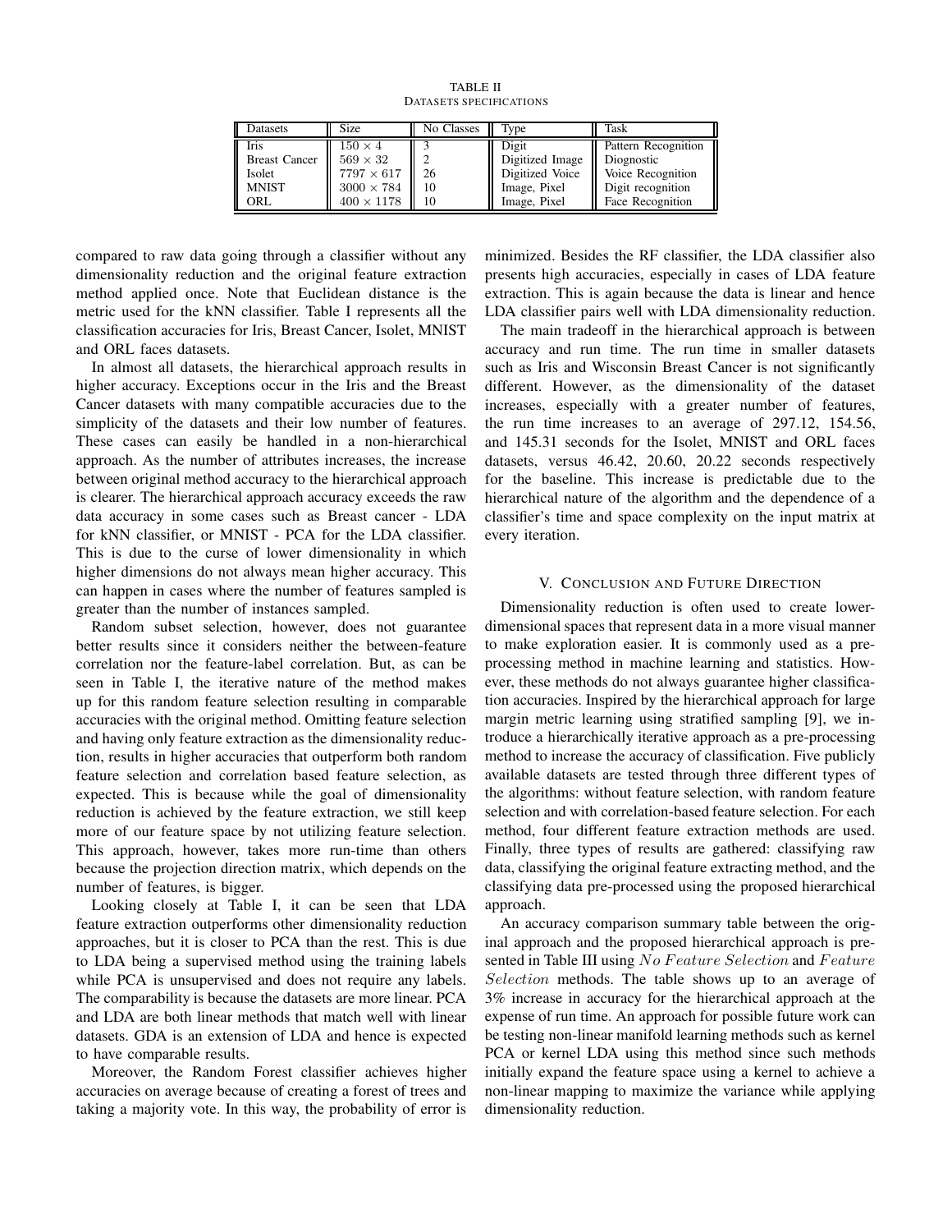TABLE II
DATASETS SPECIFICATIONS

| Datasets | Size | No Classes | Type | Task |
|---|---|---|---|---|
| Iris | $150 \times 4$ | 3 | Digit | Pattern Recognition |
| Breast Cancer | $569 \times 32$ | 2 | Digitized Image | Diognostic |
| Isolet | $7797 \times 617$ | 26 | Digitized Voice | Voice Recognition |
| MNIST | $3000 \times 784$ | 10 | Image, Pixel | Digit recognition |
| ORL | $400 \times 1178$ | 10 | Image, Pixel | Face Recognition |

compared to raw data going through a classifier without any dimensionality reduction and the original feature extraction method applied once. Note that Euclidean distance is the metric used for the kNN classifier. Table I represents all the classification accuracies for Iris, Breast Cancer, Isolet, MNIST and ORL faces datasets.

In almost all datasets, the hierarchical approach results in higher accuracy. Exceptions occur in the Iris and the Breast Cancer datasets with many compatible accuracies due to the simplicity of the datasets and their low number of features. These cases can easily be handled in a non-hierarchical approach. As the number of attributes increases, the increase between original method accuracy to the hierarchical approach is clearer. The hierarchical approach accuracy exceeds the raw data accuracy in some cases such as Breast cancer - LDA for kNN classifier, or MNIST - PCA for the LDA classifier. This is due to the curse of lower dimensionality in which higher dimensions do not always mean higher accuracy. This can happen in cases where the number of features sampled is greater than the number of instances sampled.

Random subset selection, however, does not guarantee better results since it considers neither the between-feature correlation nor the feature-label correlation. But, as can be seen in Table I, the iterative nature of the method makes up for this random feature selection resulting in comparable accuracies with the original method. Omitting feature selection and having only feature extraction as the dimensionality reduction, results in higher accuracies that outperform both random feature selection and correlation based feature selection, as expected. This is because while the goal of dimensionality reduction is achieved by the feature extraction, we still keep more of our feature space by not utilizing feature selection. This approach, however, takes more run-time than others because the projection direction matrix, which depends on the number of features, is bigger.

Looking closely at Table I, it can be seen that LDA feature extraction outperforms other dimensionality reduction approaches, but it is closer to PCA than the rest. This is due to LDA being a supervised method using the training labels while PCA is unsupervised and does not require any labels. The comparability is because the datasets are more linear. PCA and LDA are both linear methods that match well with linear datasets. GDA is an extension of LDA and hence is expected to have comparable results.

Moreover, the Random Forest classifier achieves higher accuracies on average because of creating a forest of trees and taking a majority vote. In this way, the probability of error is minimized. Besides the RF classifier, the LDA classifier also presents high accuracies, especially in cases of LDA feature extraction. This is again because the data is linear and hence LDA classifier pairs well with LDA dimensionality reduction.

The main tradeoff in the hierarchical approach is between accuracy and run time. The run time in smaller datasets such as Iris and Wisconsin Breast Cancer is not significantly different. However, as the dimensionality of the dataset increases, especially with a greater number of features, the run time increases to an average of 297.12, 154.56, and 145.31 seconds for the Isolet, MNIST and ORL faces datasets, versus 46.42, 20.60, 20.22 seconds respectively for the baseline. This increase is predictable due to the hierarchical nature of the algorithm and the dependence of a classifier's time and space complexity on the input matrix at every iteration.

## V. Conclusion and Future Direction

Dimensionality reduction is often used to create lower-dimensional spaces that represent data in a more visual manner to make exploration easier. It is commonly used as a pre-processing method in machine learning and statistics. However, these methods do not always guarantee higher classification accuracies. Inspired by the hierarchical approach for large margin metric learning using stratified sampling [9], we introduce a hierarchically iterative approach as a pre-processing method to increase the accuracy of classification. Five publicly available datasets are tested through three different types of the algorithms: without feature selection, with random feature selection and with correlation-based feature selection. For each method, four different feature extraction methods are used. Finally, three types of results are gathered: classifying raw data, classifying the original feature extracting method, and the classifying data pre-processed using the proposed hierarchical approach.

An accuracy comparison summary table between the original approach and the proposed hierarchical approach is presented in Table III using $No\ Feature\ Selection$ and $Feature\ Selection$ methods. The table shows up to an average of 3% increase in accuracy for the hierarchical approach at the expense of run time. An approach for possible future work can be testing non-linear manifold learning methods such as kernel PCA or kernel LDA using this method since such methods initially expand the feature space using a kernel to achieve a non-linear mapping to maximize the variance while applying dimensionality reduction.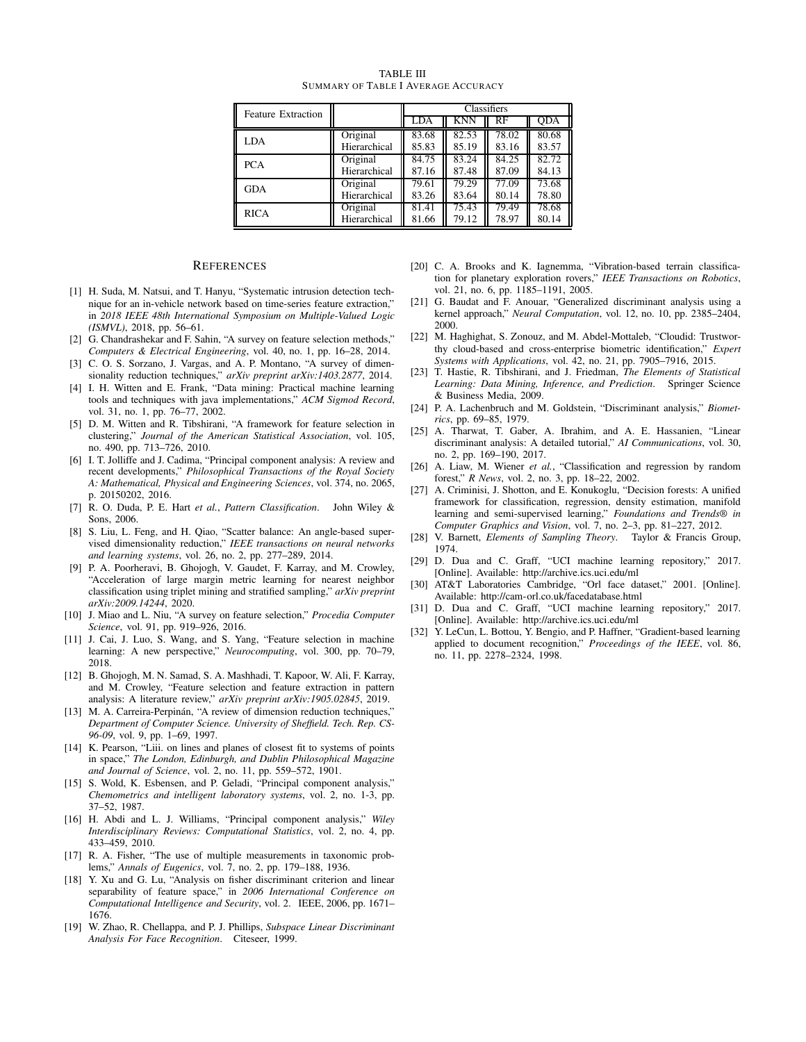TABLE III
SUMMARY OF TABLE I AVERAGE ACCURACY

| Feature Extraction | | Classifiers | | | |
|---|---|---|---|---|---|
| | | LDA | KNN | RF | QDA |
| LDA | Original | 83.68 | 82.53 | 78.02 | 80.68 |
| | Hierarchical | 85.83 | 85.19 | 83.16 | 83.57 |
| PCA | Original | 84.75 | 83.24 | 84.25 | 82.72 |
| | Hierarchical | 87.16 | 87.48 | 87.09 | 84.13 |
| GDA | Original | 79.61 | 79.29 | 77.09 | 73.68 |
| | Hierarchical | 83.26 | 83.64 | 80.14 | 78.80 |
| RICA | Original | 81.41 | 75.43 | 79.49 | 78.68 |
| | Hierarchical | 81.66 | 79.12 | 78.97 | 80.14 |

## REFERENCES

[1] H. Suda, M. Natsui, and T. Hanyu, "Systematic intrusion detection technique for an in-vehicle network based on time-series feature extraction," in *2018 IEEE 48th International Symposium on Multiple-Valued Logic (ISMVL)*, 2018, pp. 56–61.

[2] G. Chandrashekar and F. Sahin, "A survey on feature selection methods," *Computers & Electrical Engineering*, vol. 40, no. 1, pp. 16–28, 2014.

[3] C. O. S. Sorzano, J. Vargas, and A. P. Montano, "A survey of dimensionality reduction techniques," *arXiv preprint arXiv:1403.2877*, 2014.

[4] I. H. Witten and E. Frank, "Data mining: Practical machine learning tools and techniques with java implementations," *ACM Sigmod Record*, vol. 31, no. 1, pp. 76–77, 2002.

[5] D. M. Witten and R. Tibshirani, "A framework for feature selection in clustering," *Journal of the American Statistical Association*, vol. 105, no. 490, pp. 713–726, 2010.

[6] I. T. Jolliffe and J. Cadima, "Principal component analysis: A review and recent developments," *Philosophical Transactions of the Royal Society A: Mathematical, Physical and Engineering Sciences*, vol. 374, no. 2065, p. 20150202, 2016.

[7] R. O. Duda, P. E. Hart *et al.*, *Pattern Classification*. John Wiley & Sons, 2006.

[8] S. Liu, L. Feng, and H. Qiao, "Scatter balance: An angle-based supervised dimensionality reduction," *IEEE transactions on neural networks and learning systems*, vol. 26, no. 2, pp. 277–289, 2014.

[9] P. A. Poorheravi, B. Ghojogh, V. Gaudet, F. Karray, and M. Crowley, "Acceleration of large margin metric learning for nearest neighbor classification using triplet mining and stratified sampling," *arXiv preprint arXiv:2009.14244*, 2020.

[10] J. Miao and L. Niu, "A survey on feature selection," *Procedia Computer Science*, vol. 91, pp. 919–926, 2016.

[11] J. Cai, J. Luo, S. Wang, and S. Yang, "Feature selection in machine learning: A new perspective," *Neurocomputing*, vol. 300, pp. 70–79, 2018.

[12] B. Ghojogh, M. N. Samad, S. A. Mashhadi, T. Kapoor, W. Ali, F. Karray, and M. Crowley, "Feature selection and feature extraction in pattern analysis: A literature review," *arXiv preprint arXiv:1905.02845*, 2019.

[13] M. A. Carreira-Perpinán, "A review of dimension reduction techniques," *Department of Computer Science. University of Sheffield. Tech. Rep. CS-96-09*, vol. 9, pp. 1–69, 1997.

[14] K. Pearson, "Liii. on lines and planes of closest fit to systems of points in space," *The London, Edinburgh, and Dublin Philosophical Magazine and Journal of Science*, vol. 2, no. 11, pp. 559–572, 1901.

[15] S. Wold, K. Esbensen, and P. Geladi, "Principal component analysis," *Chemometrics and intelligent laboratory systems*, vol. 2, no. 1-3, pp. 37–52, 1987.

[16] H. Abdi and L. J. Williams, "Principal component analysis," *Wiley Interdisciplinary Reviews: Computational Statistics*, vol. 2, no. 4, pp. 433–459, 2010.

[17] R. A. Fisher, "The use of multiple measurements in taxonomic problems," *Annals of Eugenics*, vol. 7, no. 2, pp. 179–188, 1936.

[18] Y. Xu and G. Lu, "Analysis on fisher discriminant criterion and linear separability of feature space," in *2006 International Conference on Computational Intelligence and Security*, vol. 2. IEEE, 2006, pp. 1671–1676.

[19] W. Zhao, R. Chellappa, and P. J. Phillips, *Subspace Linear Discriminant Analysis For Face Recognition*. Citeseer, 1999.

[20] C. A. Brooks and K. Iagnemma, "Vibration-based terrain classification for planetary exploration rovers," *IEEE Transactions on Robotics*, vol. 21, no. 6, pp. 1185–1191, 2005.

[21] G. Baudat and F. Anouar, "Generalized discriminant analysis using a kernel approach," *Neural Computation*, vol. 12, no. 10, pp. 2385–2404, 2000.

[22] M. Haghighat, S. Zonouz, and M. Abdel-Mottaleb, "Cloudid: Trustworthy cloud-based and cross-enterprise biometric identification," *Expert Systems with Applications*, vol. 42, no. 21, pp. 7905–7916, 2015.

[23] T. Hastie, R. Tibshirani, and J. Friedman, *The Elements of Statistical Learning: Data Mining, Inference, and Prediction*. Springer Science & Business Media, 2009.

[24] P. A. Lachenbruch and M. Goldstein, "Discriminant analysis," *Biometrics*, pp. 69–85, 1979.

[25] A. Tharwat, T. Gaber, A. Ibrahim, and A. E. Hassanien, "Linear discriminant analysis: A detailed tutorial," *AI Communications*, vol. 30, no. 2, pp. 169–190, 2017.

[26] A. Liaw, M. Wiener *et al.*, "Classification and regression by random forest," *R News*, vol. 2, no. 3, pp. 18–22, 2002.

[27] A. Criminisi, J. Shotton, and E. Konukoglu, "Decision forests: A unified framework for classification, regression, density estimation, manifold learning and semi-supervised learning," *Foundations and Trends® in Computer Graphics and Vision*, vol. 7, no. 2–3, pp. 81–227, 2012.

[28] V. Barnett, *Elements of Sampling Theory*. Taylor & Francis Group, 1974.

[29] D. Dua and C. Graff, "UCI machine learning repository," 2017. [Online]. Available: http://archive.ics.uci.edu/ml

[30] AT&T Laboratories Cambridge, "Orl face dataset," 2001. [Online]. Available: http://cam-orl.co.uk/facedatabase.html

[31] D. Dua and C. Graff, "UCI machine learning repository," 2017. [Online]. Available: http://archive.ics.uci.edu/ml

[32] Y. LeCun, L. Bottou, Y. Bengio, and P. Haffner, "Gradient-based learning applied to document recognition," *Proceedings of the IEEE*, vol. 86, no. 11, pp. 2278–2324, 1998.